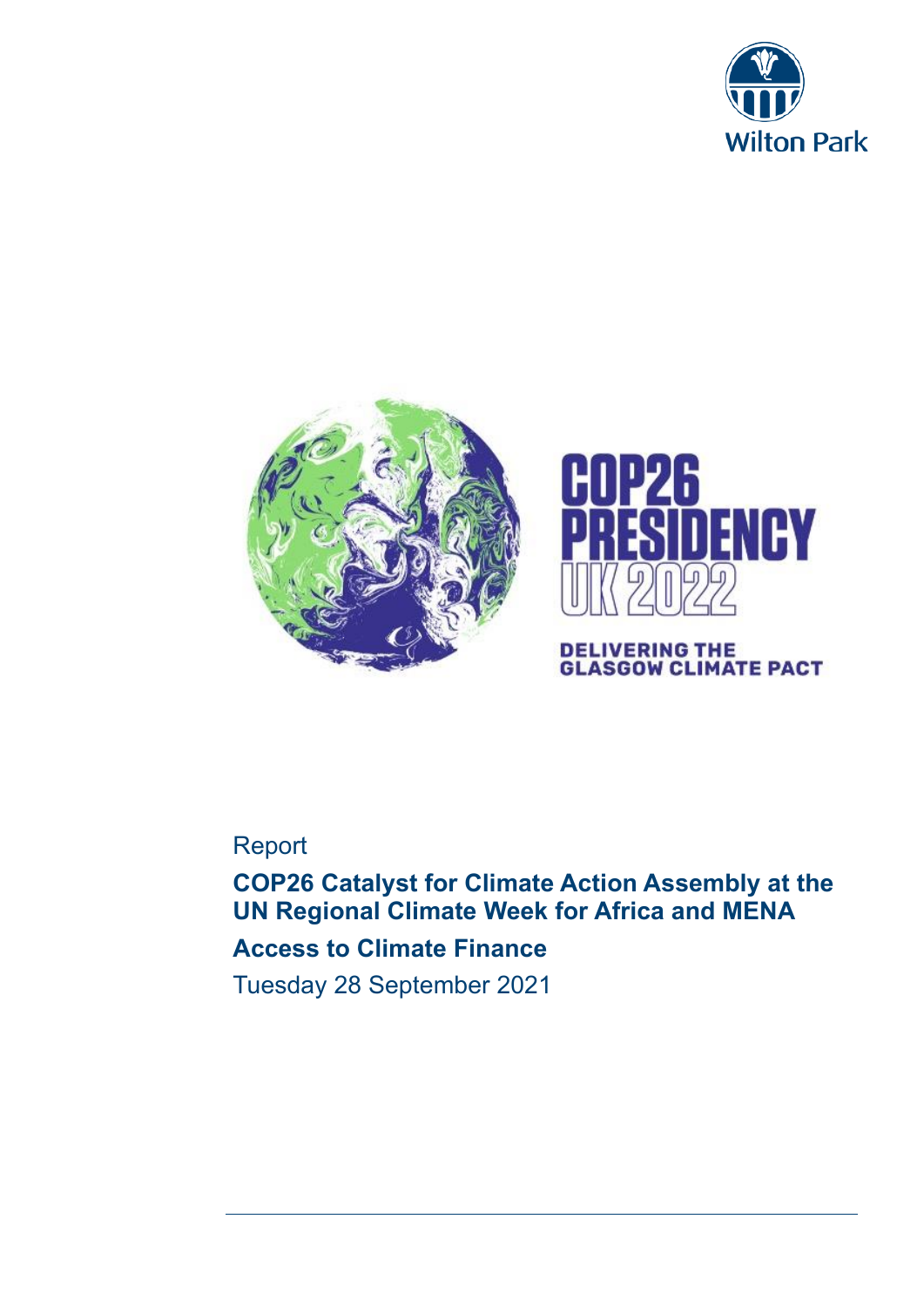Wilton Park

COP26 PRESIDENCY UK 2022

DELIVERING THE GLASGOW CLIMATE PACT

Report

# COP26 Catalyst for Climate Action Assembly at the UN Regional Climate Week for Africa and MENA

## Access to Climate Finance

Tuesday 28 September 2021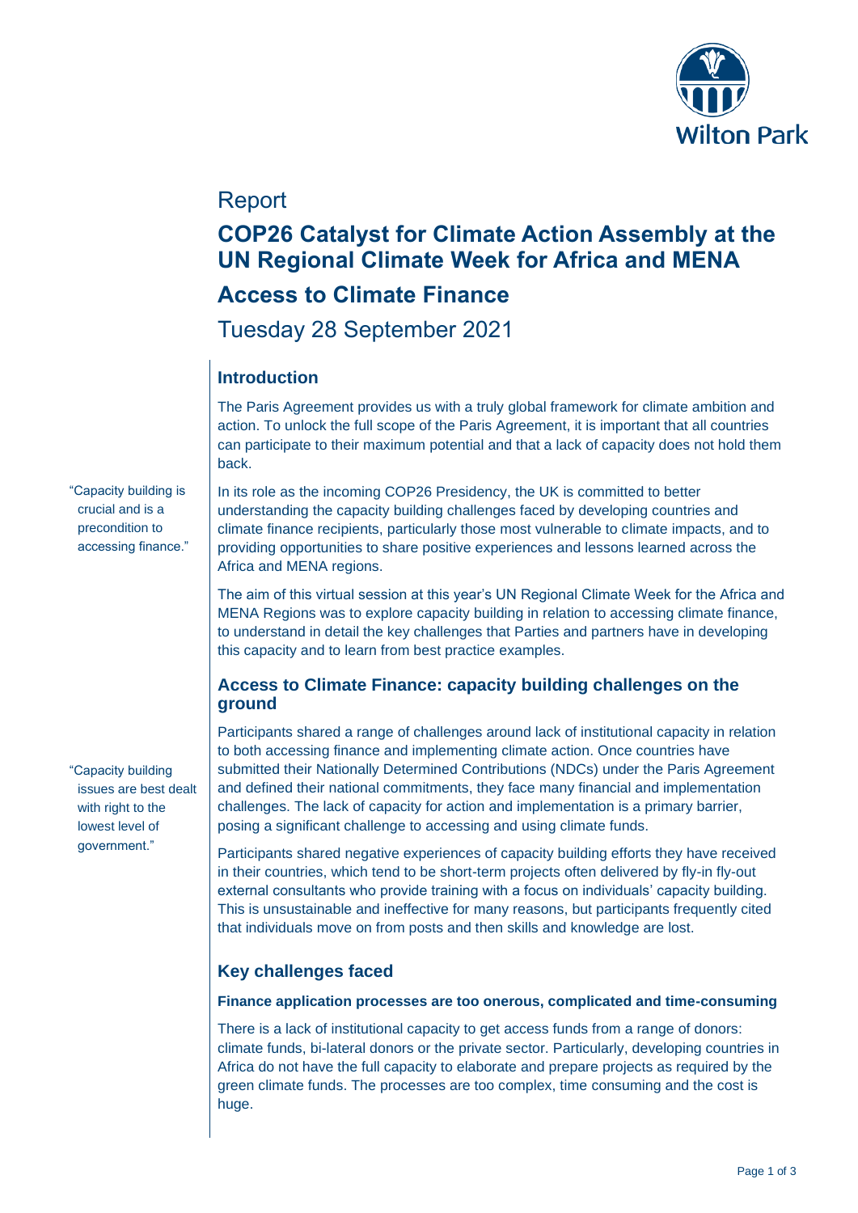# Report

## COP26 Catalyst for Climate Action Assembly at the UN Regional Climate Week for Africa and MENA

## Access to Climate Finance

Tuesday 28 September 2021

### Introduction

The Paris Agreement provides us with a truly global framework for climate ambion and action. To unlock the full scope of the Paris Agreement, it is important that all countries can participate to their maximum potential and that a lack of capacity does not hold them back.

"Capacity building is crucial and is a precondition to accessing finance."

In its role as the incoming COP26 Presidency, the UK is committed to better understanding the capacity building challenges faced by developing countries and climate finance recipients, particularly those most vulnerable to climate impacts, and to providing opportunities to share positive experiences and lessons learned across the Africa and MENA regions.

The aim of this virtual session at this year's UN Regional Climate Week for the Africa and MENA Regions was to explore capacity building in relation to accessing climate finance, to understand in detail the key challenges that Parties and partners have in developing this capacity and to learn from best practice examples.

### Access to Climate Finance: capacity building challenges on the ground

"Capacity building issues are best dealt with right to the lowest level of government."

Participants shared a range of challenges around lack of institutional capacity in relation to both accessing finance and implementing climate action. Once countries have submitted their Nationally Determined Contributions (NDCs) under the Paris Agreement and defined their national commitments, they face many financial and implementation challenges. The lack of capacity for action and implementation is a primary barrier, posing a significant challenge to accessing and using climate funds.

Participants shared negative experiences of capacity building efforts they have received in their countries, which tend to be short-term projects often delivered by fly-in fly-out external consultants who provide training with a focus on individuals' capacity building. This is unsustainable and ineffective for many reasons, but participants frequently cited that individuals move on from posts and then skills and knowledge are lost.

### Key challenges faced

**Finance application processes are too onerous, complicated and time-consuming**

There is a lack of institutional capacity to get access funds from a range of donors: climate funds, bi-lateral donors or the private sector. Particularly, developing countries in Africa do not have the full capacity to elaborate and prepare projects as required by the green climate funds. The processes are too complex, time consuming and the cost is huge.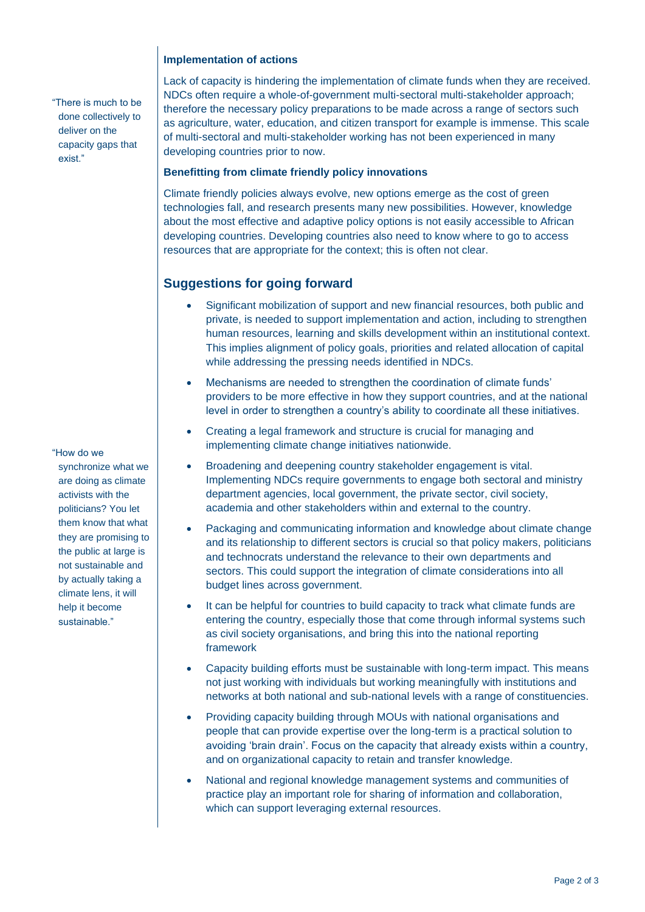**Implementation of actions**

Lack of capacity is hindering the implementation of climate funds when they are received. NDCs often require a whole-of-government multi-sectoral multi-stakeholder approach; therefore the necessary policy preparations to be made across a range of sectors such as agriculture, water, education, and citizen transport for example is immense. This scale of multi-sectoral and multi-stakeholder working has not been experienced in many developing countries prior to now.

> "There is much to be done collectively to deliver on the capacity gaps that exist."

**Benefitting from climate friendly policy innovations**

Climate friendly policies always evolve, new options emerge as the cost of green technologies fall, and research presents many new possibilities. However, knowledge about the most effective and adaptive policy options is not easily accessible to African developing countries. Developing countries also need to know where to go to access resources that are appropriate for the context; this is often not clear.

## Suggestions for going forward

- Significant mobilization of support and new financial resources, both public and private, is needed to support implementation and action, including to strengthen human resources, learning and skills development within an institutional context. This implies alignment of policy goals, priorities and related allocation of capital while addressing the pressing needs identified in NDCs.
- Mechanisms are needed to strengthen the coordination of climate funds' providers to be more effective in how they support countries, and at the national level in order to strengthen a country's ability to coordinate all these initiatives.
- Creating a legal framework and structure is crucial for managing and implementing climate change initiatives nationwide.
- Broadening and deepening country stakeholder engagement is vital. Implementing NDCs require governments to engage both sectoral and ministry department agencies, local government, the private sector, civil society, academia and other stakeholders within and external to the country.
- Packaging and communicating information and knowledge about climate change and its relationship to different sectors is crucial so that policy makers, politicians and technocrats understand the relevance to their own departments and sectors. This could support the integration of climate considerations into all budget lines across government.
- It can be helpful for countries to build capacity to track what climate funds are entering the country, especially those that come through informal systems such as civil society organisations, and bring this into the national reporting framework
- Capacity building efforts must be sustainable with long-term impact. This means not just working with individuals but working meaningfully with institutions and networks at both national and sub-national levels with a range of constituencies.
- Providing capacity building through MOUs with national organisations and people that can provide expertise over the long-term is a practical solution to avoiding 'brain drain'. Focus on the capacity that already exists within a country, and on organizational capacity to retain and transfer knowledge.
- National and regional knowledge management systems and communities of practice play an important role for sharing of information and collaboration, which can support leveraging external resources.

> "How do we synchronize what we are doing as climate activists with the politicians? You let them know that what they are promising to the public at large is not sustainable and by actually taking a climate lens, it will help it become sustainable."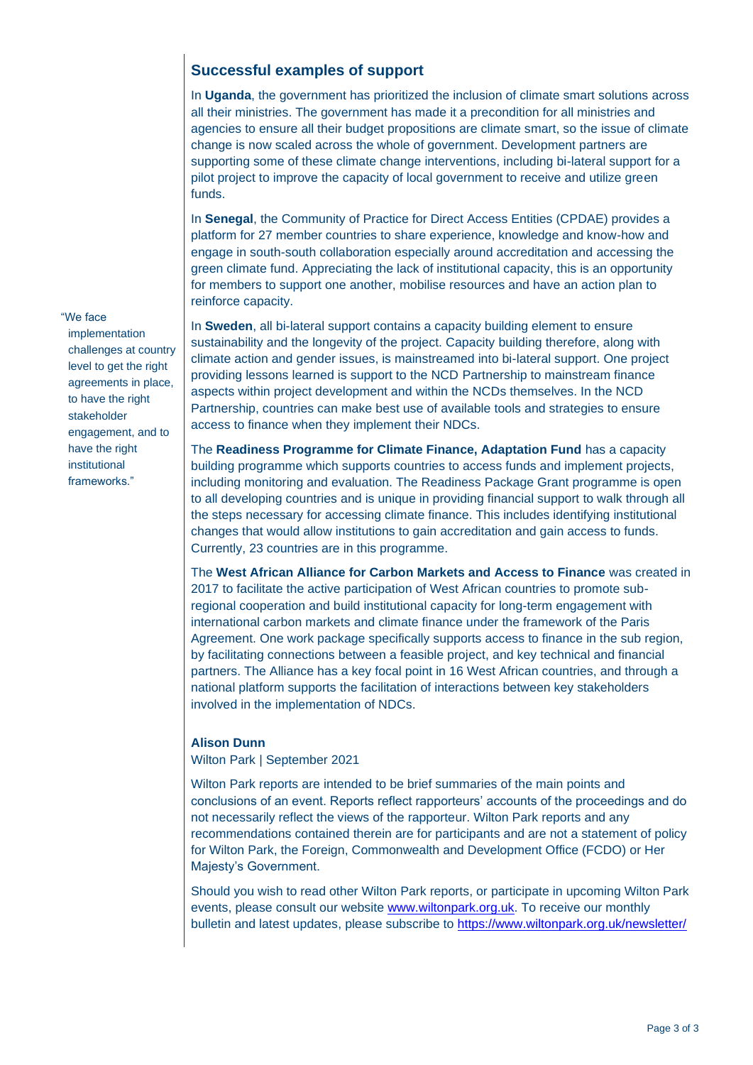## Successful examples of support

In **Uganda**, the government has prioritized the inclusion of climate smart solutions across all their ministries. The government has made it a precondition for all ministries and agencies to ensure all their budget propositions are climate smart, so the issue of climate change is now scaled across the whole of government. Development partners are supporting some of these climate change interventions, including bi-lateral support for a pilot project to improve the capacity of local government to receive and utilize green funds.

In **Senegal**, the Community of Practice for Direct Access Entities (CPDAE) provides a platform for 27 member countries to share experience, knowledge and know-how and engage in south-south collaboration especially around accreditation and accessing the green climate fund. Appreciating the lack of institutional capacity, this is an opportunity for members to support one another, mobilise resources and have an action plan to reinforce capacity.

"We face implementation challenges at country level to get the right agreements in place, to have the right stakeholder engagement, and to have the right institutional frameworks."

In **Sweden**, all bi-lateral support contains a capacity building element to ensure sustainability and the longevity of the project. Capacity building therefore, along with climate action and gender issues, is mainstreamed into bi-lateral support. One project providing lessons learned is support to the NCD Partnership to mainstream finance aspects within project development and within the NCDs themselves. In the NCD Partnership, countries can make best use of available tools and strategies to ensure access to finance when they implement their NDCs.

The **Readiness Programme for Climate Finance, Adaptation Fund** has a capacity building programme which supports countries to access funds and implement projects, including monitoring and evaluation. The Readiness Package Grant programme is open to all developing countries and is unique in providing financial support to walk through all the steps necessary for accessing climate finance. This includes identifying institutional changes that would allow institutions to gain accreditation and gain access to funds. Currently, 23 countries are in this programme.

The **West African Alliance for Carbon Markets and Access to Finance** was created in 2017 to facilitate the active participation of West African countries to promote sub-regional cooperation and build institutional capacity for long-term engagement with international carbon markets and climate finance under the framework of the Paris Agreement. One work package specifically supports access to finance in the sub region, by facilitating connections between a feasible project, and key technical and financial partners. The Alliance has a key focal point in 16 West African countries, and through a national platform supports the facilitation of interactions between key stakeholders involved in the implementation of NDCs.

**Alison Dunn**

Wilton Park | September 2021

Wilton Park reports are intended to be brief summaries of the main points and conclusions of an event. Reports reflect rapporteurs' accounts of the proceedings and do not necessarily reflect the views of the rapporteur. Wilton Park reports and any recommendations contained therein are for participants and are not a statement of policy for Wilton Park, the Foreign, Commonwealth and Development Office (FCDO) or Her Majesty's Government.

Should you wish to read other Wilton Park reports, or participate in upcoming Wilton Park events, please consult our website [www.wiltonpark.org.uk](http://www.wiltonpark.org.uk). To receive our monthly bulletin and latest updates, please subscribe to [https://www.wiltonpark.org.uk/newsletter/](https://www.wiltonpark.org.uk/newsletter/)